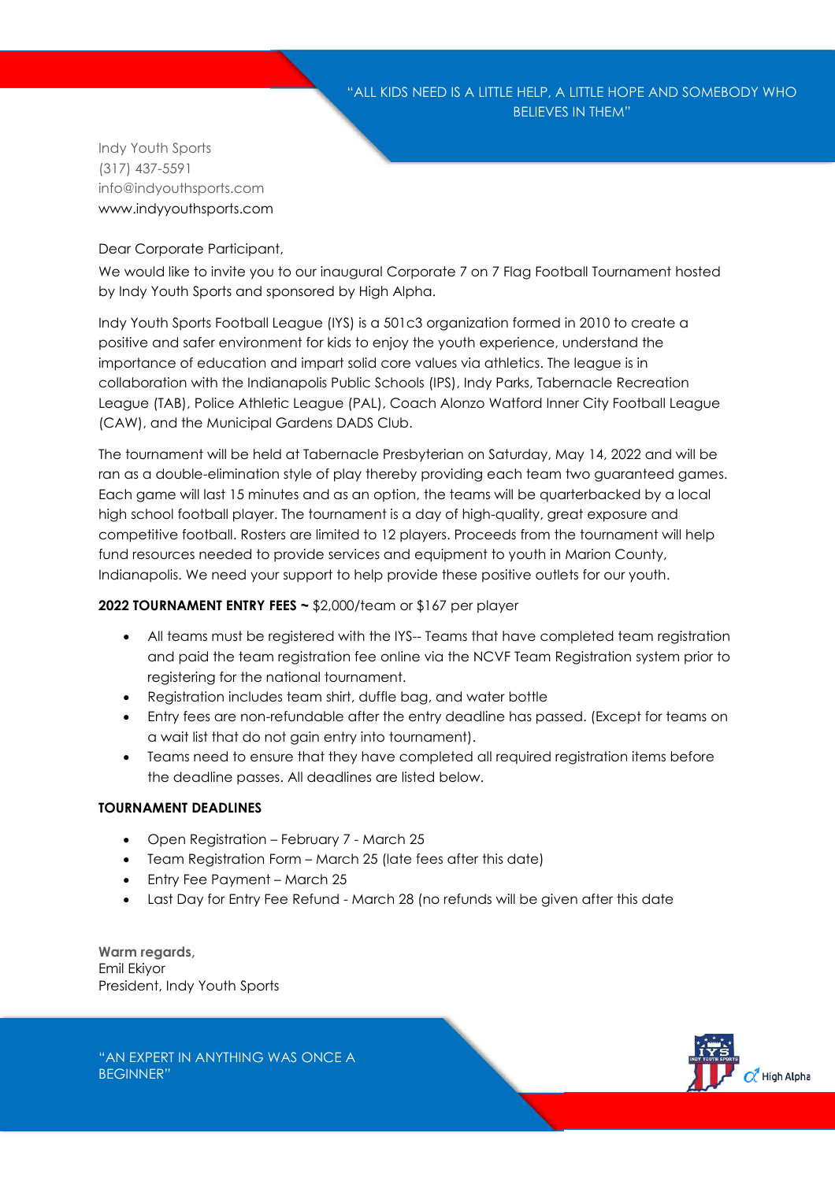"ALL KIDS NEED IS A LITTLE HELP, A LITTLE HOPE AND SOMEBODY WHO BELIEVES IN THEM"

Indy Youth Sports
(317) 437-5591
info@indyouthsports.com
www.indyyouthsports.com

Dear Corporate Participant,

We would like to invite you to our inaugural Corporate 7 on 7 Flag Football Tournament hosted by Indy Youth Sports and sponsored by High Alpha.

Indy Youth Sports Football League (IYS) is a 501c3 organization formed in 2010 to create a positive and safer environment for kids to enjoy the youth experience, understand the importance of education and impart solid core values via athletics. The league is in collaboration with the Indianapolis Public Schools (IPS), Indy Parks, Tabernacle Recreation League (TAB), Police Athletic League (PAL), Coach Alonzo Watford Inner City Football League (CAW), and the Municipal Gardens DADS Club.

The tournament will be held at Tabernacle Presbyterian on Saturday, May 14, 2022 and will be ran as a double-elimination style of play thereby providing each team two guaranteed games. Each game will last 15 minutes and as an option, the teams will be quarterbacked by a local high school football player. The tournament is a day of high-quality, great exposure and competitive football. Rosters are limited to 12 players. Proceeds from the tournament will help fund resources needed to provide services and equipment to youth in Marion County, Indianapolis. We need your support to help provide these positive outlets for our youth.

**2022 TOURNAMENT ENTRY FEES ~** $2,000/team or $167 per player

- All teams must be registered with the IYS-- Teams that have completed team registration and paid the team registration fee online via the NCVF Team Registration system prior to registering for the national tournament.
- Registration includes team shirt, duffle bag, and water bottle
- Entry fees are non-refundable after the entry deadline has passed. (Except for teams on a wait list that do not gain entry into tournament).
- Teams need to ensure that they have completed all required registration items before the deadline passes. All deadlines are listed below.

**TOURNAMENT DEADLINES**

- Open Registration – February 7 - March 25
- Team Registration Form – March 25 (late fees after this date)
- Entry Fee Payment – March 25
- Last Day for Entry Fee Refund - March 28 (no refunds will be given after this date

**Warm regards,**
Emil Ekiyor
President, Indy Youth Sports

"AN EXPERT IN ANYTHING WAS ONCE A BEGINNER"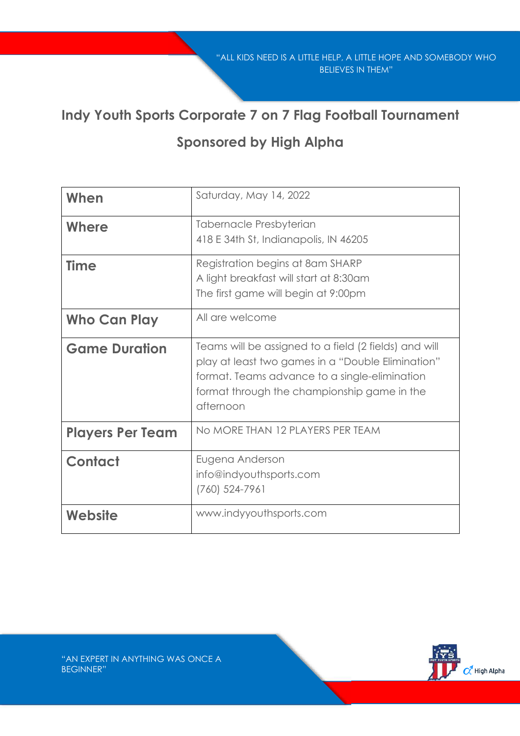"ALL KIDS NEED IS A LITTLE HELP, A LITTLE HOPE AND SOMEBODY WHO BELIEVES IN THEM"

## Indy Youth Sports Corporate 7 on 7 Flag Football Tournament

## Sponsored by High Alpha

| | |
|---|---|
| **When** | Saturday, May 14, 2022 |
| **Where** | Tabernacle Presbyterian<br>418 E 34th St, Indianapolis, IN 46205 |
| **Time** | Registration begins at 8am SHARP<br>A light breakfast will start at 8:30am<br>The first game will begin at 9:00pm |
| **Who Can Play** | All are welcome |
| **Game Duration** | Teams will be assigned to a field (2 fields) and will play at least two games in a "Double Elimination" format. Teams advance to a single-elimination format through the championship game in the afternoon |
| **Players Per Team** | No MORE THAN 12 PLAYERS PER TEAM |
| **Contact** | Eugena Anderson<br>info@indyouthsports.com<br>(760) 524-7961 |
| **Website** | www.indyyouthsports.com |

"AN EXPERT IN ANYTHING WAS ONCE A BEGINNER"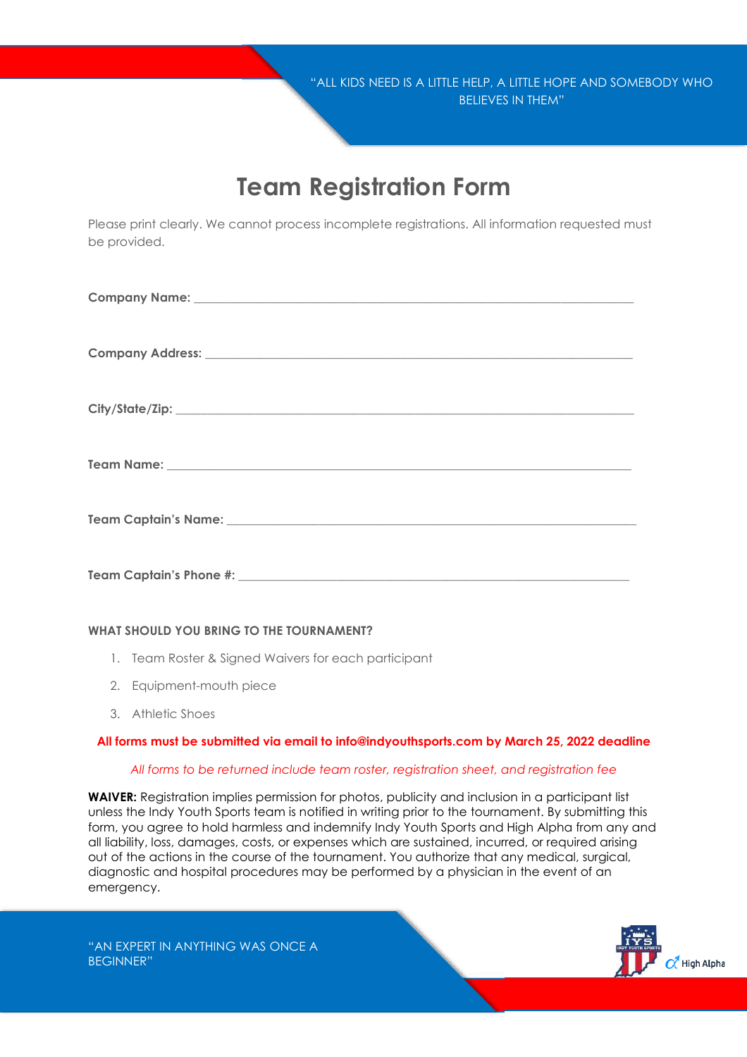"ALL KIDS NEED IS A LITTLE HELP, A LITTLE HOPE AND SOMEBODY WHO BELIEVES IN THEM"

# Team Registration Form

Please print clearly. We cannot process incomplete registrations. All information requested must be provided.

**Company Name:** ___________________________________________________________________________

**Company Address:** _________________________________________________________________________

**City/State/Zip:** ___________________________________________________________________________

**Team Name:** _______________________________________________________________________________

**Team Captain's Name:** ______________________________________________________________________

**Team Captain's Phone #:** ____________________________________________________________________

**WHAT SHOULD YOU BRING TO THE TOURNAMENT?**

1. Team Roster & Signed Waivers for each participant
2. Equipment-mouth piece
3. Athletic Shoes

**All forms must be submitted via email to info@indyouthsports.com by March 25, 2022 deadline**

*All forms to be returned include team roster, registration sheet, and registration fee*

**WAIVER:** Registration implies permission for photos, publicity and inclusion in a participant list unless the Indy Youth Sports team is notified in writing prior to the tournament. By submitting this form, you agree to hold harmless and indemnify Indy Youth Sports and High Alpha from any and all liability, loss, damages, costs, or expenses which are sustained, incurred, or required arising out of the actions in the course of the tournament. You authorize that any medical, surgical, diagnostic and hospital procedures may be performed by a physician in the event of an emergency.

"AN EXPERT IN ANYTHING WAS ONCE A BEGINNER"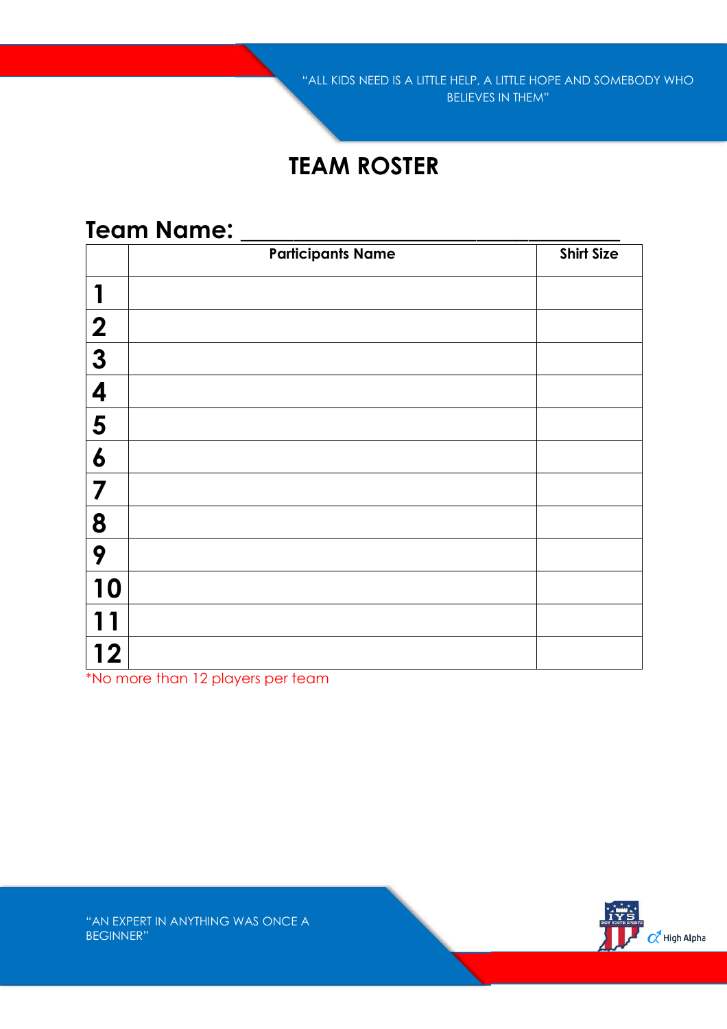"ALL KIDS NEED IS A LITTLE HELP, A LITTLE HOPE AND SOMEBODY WHO BELIEVES IN THEM"

# TEAM ROSTER

## Team Name: ______________________________

| | Participants Name | Shirt Size |
|---|---|---|
| 1 | | |
| 2 | | |
| 3 | | |
| 4 | | |
| 5 | | |
| 6 | | |
| 7 | | |
| 8 | | |
| 9 | | |
| 10 | | |
| 11 | | |
| 12 | | |

*No more than 12 players per team

"AN EXPERT IN ANYTHING WAS ONCE A BEGINNER"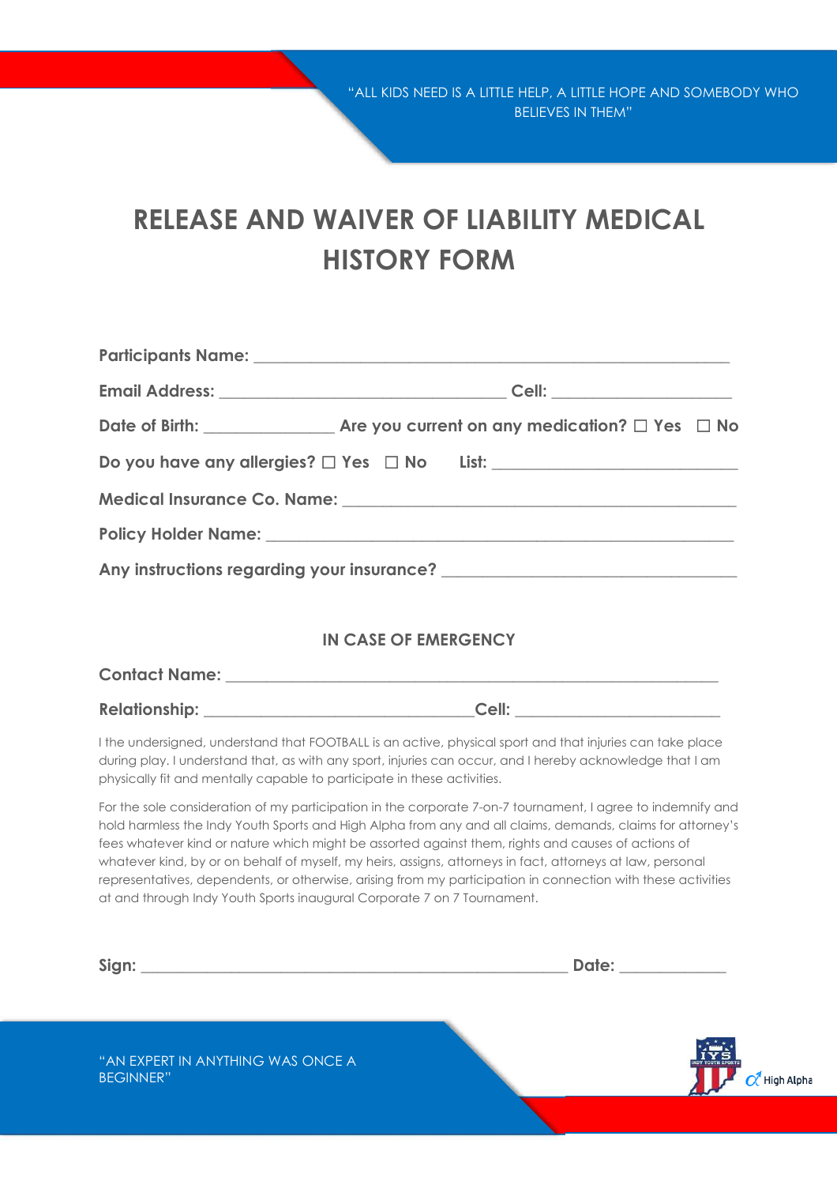"ALL KIDS NEED IS A LITTLE HELP, A LITTLE HOPE AND SOMEBODY WHO BELIEVES IN THEM"

# RELEASE AND WAIVER OF LIABILITY MEDICAL HISTORY FORM

**Participants Name:** ____________________________________________

**Email Address:** ______________________________ **Cell:** ____________________

**Date of Birth:** ______________ **Are you current on any medication?** ☐ **Yes** ☐ **No**

**Do you have any allergies?** ☐ **Yes** ☐ **No** **List:** ___________________________

**Medical Insurance Co. Name:** ________________________________________

**Policy Holder Name:** ____________________________________________

**Any instructions regarding your insurance?** ______________________________

## IN CASE OF EMERGENCY

**Contact Name:** ____________________________________________

**Relationship:** ______________________________**Cell:** ______________________

I the undersigned, understand that FOOTBALL is an active, physical sport and that injuries can take place during play. I understand that, as with any sport, injuries can occur, and I hereby acknowledge that I am physically fit and mentally capable to participate in these activities.

For the sole consideration of my participation in the corporate 7-on-7 tournament, I agree to indemnify and hold harmless the Indy Youth Sports and High Alpha from any and all claims, demands, claims for attorney's fees whatever kind or nature which might be assorted against them, rights and causes of actions of whatever kind, by or on behalf of myself, my heirs, assigns, attorneys in fact, attorneys at law, personal representatives, dependents, or otherwise, arising from my participation in connection with these activities at and through Indy Youth Sports inaugural Corporate 7 on 7 Tournament.

**Sign:** ______________________________________________ **Date:** ____________

"AN EXPERT IN ANYTHING WAS ONCE A BEGINNER"

IYS INDY YOUTH SPORTS High Alpha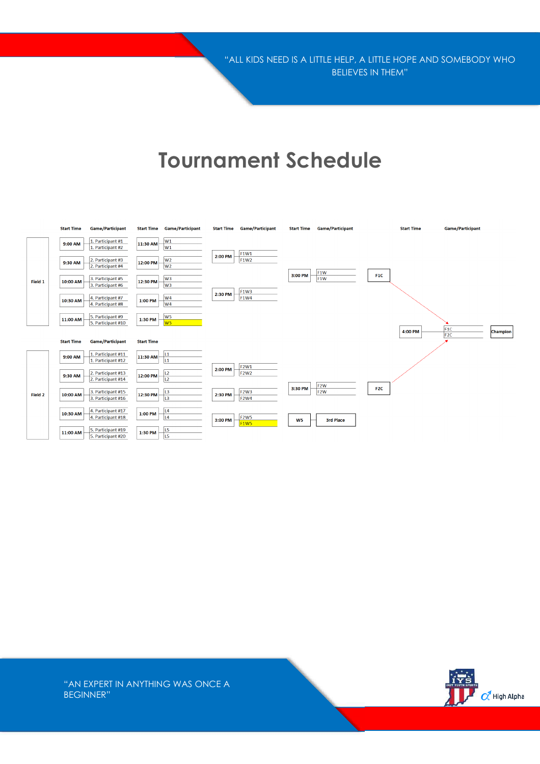"ALL KIDS NEED IS A LITTLE HELP, A LITTLE HOPE AND SOMEBODY WHO BELIEVES IN THEM"

# Tournament Schedule

## Field 1

| Start Time | Game/Participant | Start Time | Game/Participant | Start Time | Game/Participant | Start Time | Game/Participant | | Start Time | Game/Participant | |
|---|---|---|---|---|---|---|---|---|---|---|---|
| 9:00 AM | 1. Participant #1 / 1. Participant #2 | 11:30 AM | W1 / W1 | 2:00 PM | F1W1 / F1W2 | 3:00 PM | F1W / F1W | F1C | 4:00 PM | F1C / F2C | Champion |
| 9:30 AM | 2. Participant #3 / 2. Participant #4 | 12:00 PM | W2 / W2 | 2:30 PM | F1W3 / F1W4 | | | | | | |
| 10:00 AM | 3. Participant #5 / 3. Participant #6 | 12:30 PM | W3 / W3 | | | | | | | | |
| 10:30 AM | 4. Participant #7 / 4. Participant #8 | 1:00 PM | W4 / W4 | | | | | | | | |
| 11:00 AM | 5. Participant #9 / 5. Participant #10 | 1:30 PM | W5 / W5 | | | | | | | | |

## Field 2

| Start Time | Game/Participant | Start Time | Game/Participant | Start Time | Game/Participant | Start Time | Game/Participant | |
|---|---|---|---|---|---|---|---|---|
| 9:00 AM | 1. Participant #11 / 1. Participant #12 | 11:30 AM | L1 / L1 | 2:00 PM | F2W1 / F2W2 | 3:30 PM | F2W / F2W | F2C |
| 9:30 AM | 2. Participant #13 / 2. Participant #14 | 12:00 PM | L2 / L2 | 2:30 PM | F2W3 / F2W4 | | | |
| 10:00 AM | 3. Participant #15 / 3. Participant #16 | 12:30 PM | L3 / L3 | 3:00 PM | F2W5 / F1W5 | W5 | 3rd Place | |
| 10:30 AM | 4. Participant #17 / 4. Participant #18 | 1:00 PM | L4 / L4 | | | | | |
| 11:00 AM | 5. Participant #19 / 5. Participant #20 | 1:30 PM | L5 / L5 | | | | | |

"AN EXPERT IN ANYTHING WAS ONCE A BEGINNER"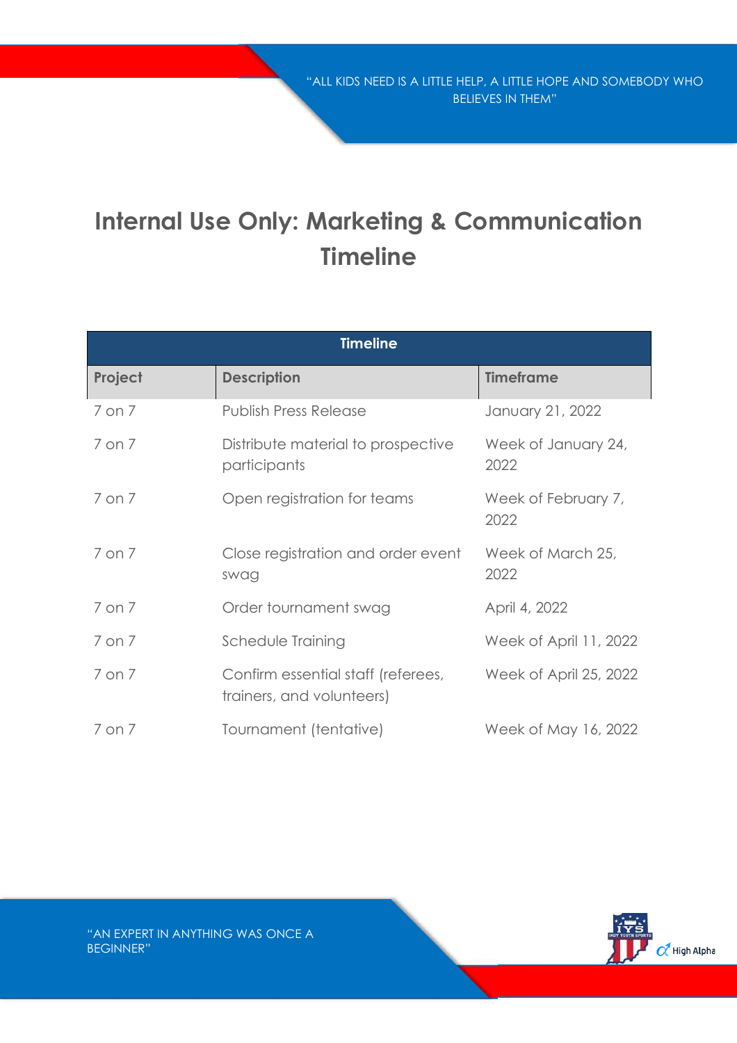# Internal Use Only: Marketing & Communication Timeline

| Timeline | | |
|---|---|---|
| **Project** | **Description** | **Timeframe** |
| 7 on 7 | Publish Press Release | January 21, 2022 |
| 7 on 7 | Distribute material to prospective participants | Week of January 24, 2022 |
| 7 on 7 | Open registration for teams | Week of February 7, 2022 |
| 7 on 7 | Close registration and order event swag | Week of March 25, 2022 |
| 7 on 7 | Order tournament swag | April 4, 2022 |
| 7 on 7 | Schedule Training | Week of April 11, 2022 |
| 7 on 7 | Confirm essential staff (referees, trainers, and volunteers) | Week of April 25, 2022 |
| 7 on 7 | Tournament (tentative) | Week of May 16, 2022 |